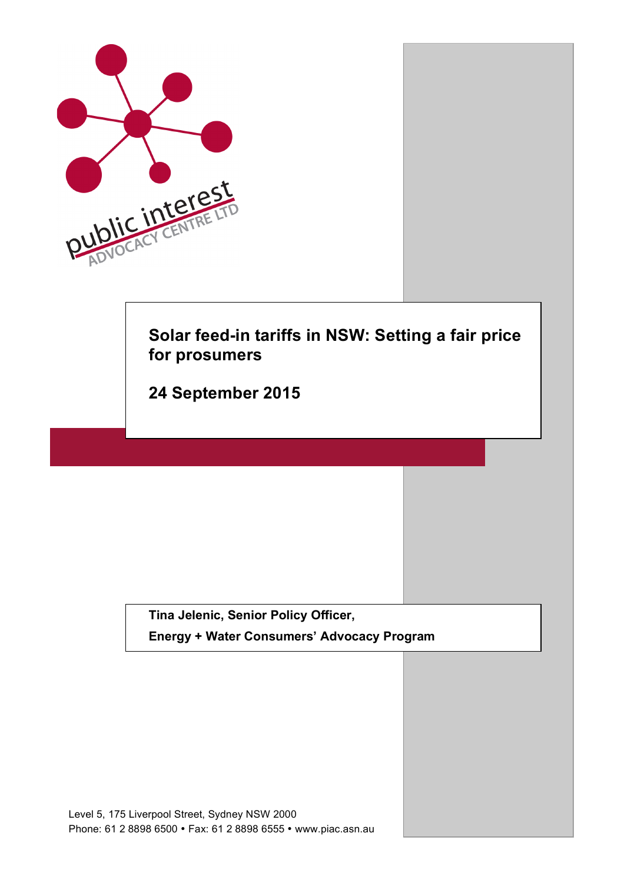public interest ADVOCACY CENTRE LTD

# Solar feed-in tariffs in NSW: Setting a fair price for prosumers

**24 September 2015**

**Tina Jelenic, Senior Policy Officer,**

**Energy + Water Consumers' Advocacy Program**

Level 5, 175 Liverpool Street, Sydney NSW 2000
Phone: 61 2 8898 6500 • Fax: 61 2 8898 6555 • www.piac.asn.au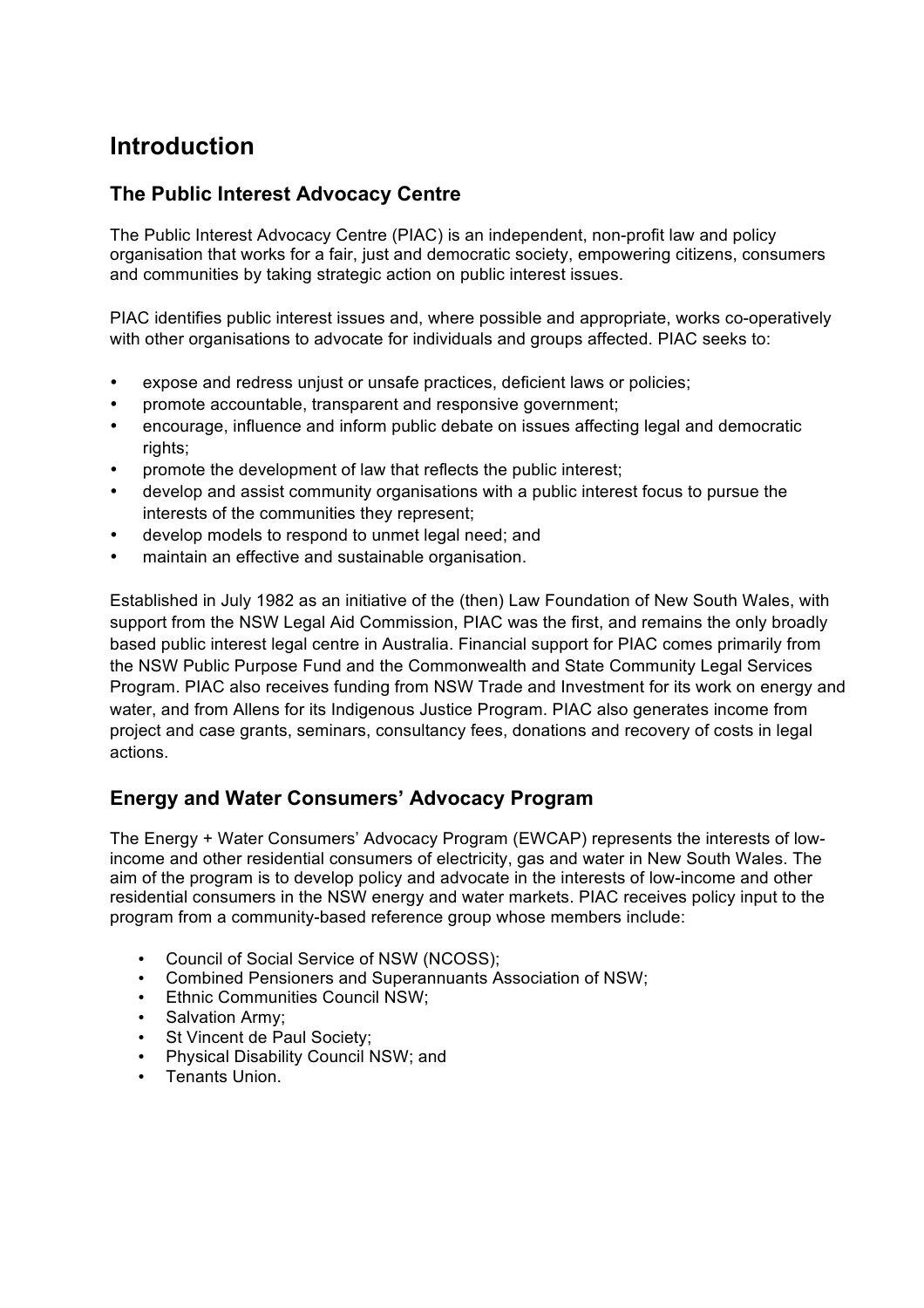# Introduction

## The Public Interest Advocacy Centre

The Public Interest Advocacy Centre (PIAC) is an independent, non-profit law and policy organisation that works for a fair, just and democratic society, empowering citizens, consumers and communities by taking strategic action on public interest issues.

PIAC identifies public interest issues and, where possible and appropriate, works co-operatively with other organisations to advocate for individuals and groups affected. PIAC seeks to:

- expose and redress unjust or unsafe practices, deficient laws or policies;
- promote accountable, transparent and responsive government;
- encourage, influence and inform public debate on issues affecting legal and democratic rights;
- promote the development of law that reflects the public interest;
- develop and assist community organisations with a public interest focus to pursue the interests of the communities they represent;
- develop models to respond to unmet legal need; and
- maintain an effective and sustainable organisation.

Established in July 1982 as an initiative of the (then) Law Foundation of New South Wales, with support from the NSW Legal Aid Commission, PIAC was the first, and remains the only broadly based public interest legal centre in Australia. Financial support for PIAC comes primarily from the NSW Public Purpose Fund and the Commonwealth and State Community Legal Services Program. PIAC also receives funding from NSW Trade and Investment for its work on energy and water, and from Allens for its Indigenous Justice Program. PIAC also generates income from project and case grants, seminars, consultancy fees, donations and recovery of costs in legal actions.

## Energy and Water Consumers' Advocacy Program

The Energy + Water Consumers' Advocacy Program (EWCAP) represents the interests of low-income and other residential consumers of electricity, gas and water in New South Wales. The aim of the program is to develop policy and advocate in the interests of low-income and other residential consumers in the NSW energy and water markets. PIAC receives policy input to the program from a community-based reference group whose members include:

- Council of Social Service of NSW (NCOSS);
- Combined Pensioners and Superannuants Association of NSW;
- Ethnic Communities Council NSW;
- Salvation Army;
- St Vincent de Paul Society;
- Physical Disability Council NSW; and
- Tenants Union.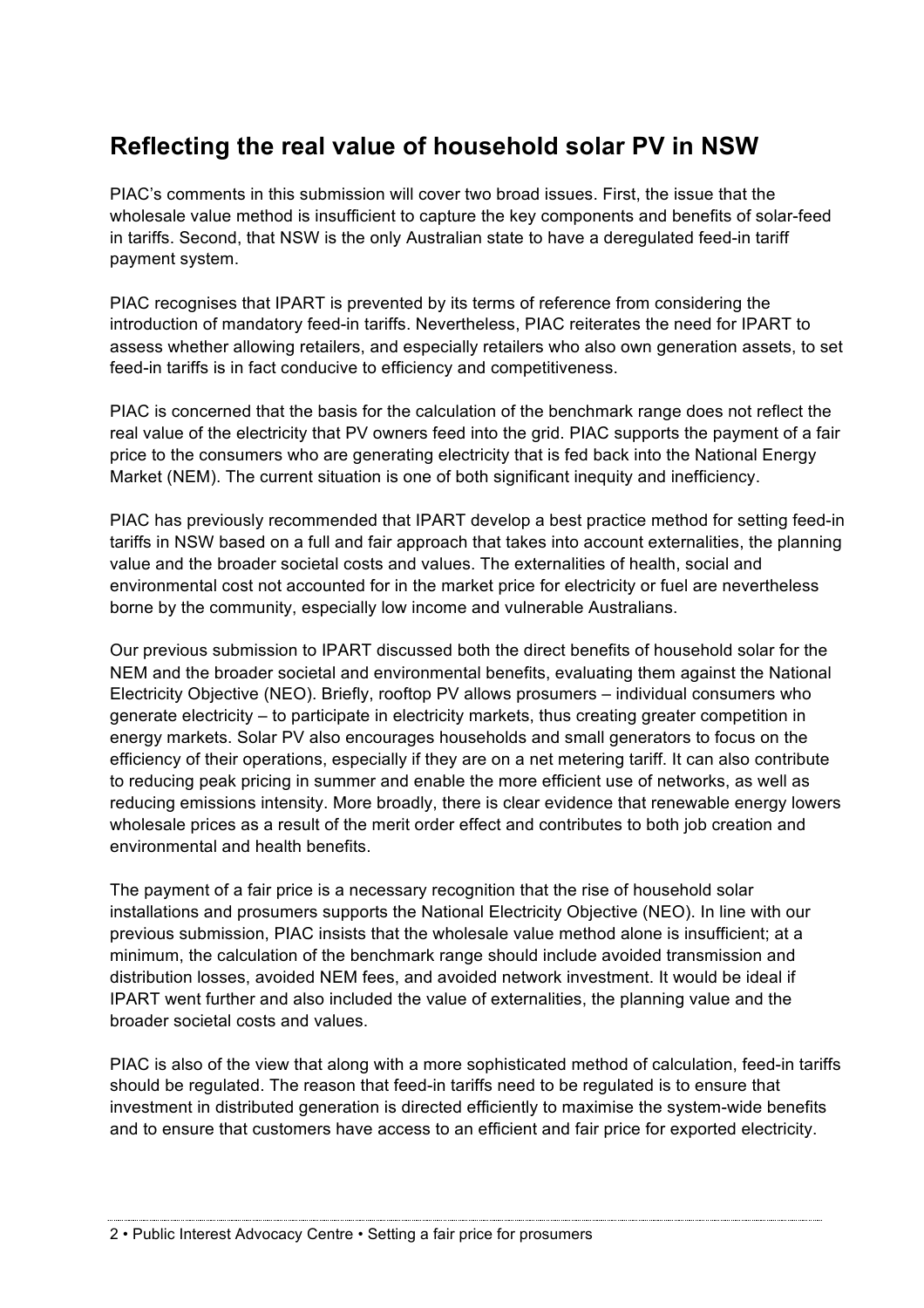## Reflecting the real value of household solar PV in NSW

PIAC's comments in this submission will cover two broad issues. First, the issue that the wholesale value method is insufficient to capture the key components and benefits of solar-feed in tariffs. Second, that NSW is the only Australian state to have a deregulated feed-in tariff payment system.

PIAC recognises that IPART is prevented by its terms of reference from considering the introduction of mandatory feed-in tariffs. Nevertheless, PIAC reiterates the need for IPART to assess whether allowing retailers, and especially retailers who also own generation assets, to set feed-in tariffs is in fact conducive to efficiency and competitiveness.

PIAC is concerned that the basis for the calculation of the benchmark range does not reflect the real value of the electricity that PV owners feed into the grid. PIAC supports the payment of a fair price to the consumers who are generating electricity that is fed back into the National Energy Market (NEM). The current situation is one of both significant inequity and inefficiency.

PIAC has previously recommended that IPART develop a best practice method for setting feed-in tariffs in NSW based on a full and fair approach that takes into account externalities, the planning value and the broader societal costs and values. The externalities of health, social and environmental cost not accounted for in the market price for electricity or fuel are nevertheless borne by the community, especially low income and vulnerable Australians.

Our previous submission to IPART discussed both the direct benefits of household solar for the NEM and the broader societal and environmental benefits, evaluating them against the National Electricity Objective (NEO). Briefly, rooftop PV allows prosumers – individual consumers who generate electricity – to participate in electricity markets, thus creating greater competition in energy markets. Solar PV also encourages households and small generators to focus on the efficiency of their operations, especially if they are on a net metering tariff. It can also contribute to reducing peak pricing in summer and enable the more efficient use of networks, as well as reducing emissions intensity. More broadly, there is clear evidence that renewable energy lowers wholesale prices as a result of the merit order effect and contributes to both job creation and environmental and health benefits.

The payment of a fair price is a necessary recognition that the rise of household solar installations and prosumers supports the National Electricity Objective (NEO). In line with our previous submission, PIAC insists that the wholesale value method alone is insufficient; at a minimum, the calculation of the benchmark range should include avoided transmission and distribution losses, avoided NEM fees, and avoided network investment. It would be ideal if IPART went further and also included the value of externalities, the planning value and the broader societal costs and values.

PIAC is also of the view that along with a more sophisticated method of calculation, feed-in tariffs should be regulated. The reason that feed-in tariffs need to be regulated is to ensure that investment in distributed generation is directed efficiently to maximise the system-wide benefits and to ensure that customers have access to an efficient and fair price for exported electricity.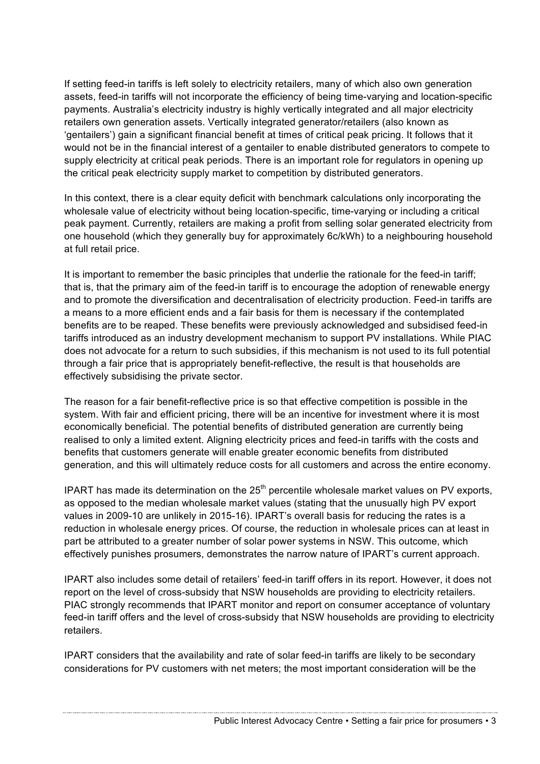If setting feed-in tariffs is left solely to electricity retailers, many of which also own generation assets, feed-in tariffs will not incorporate the efficiency of being time-varying and location-specific payments. Australia's electricity industry is highly vertically integrated and all major electricity retailers own generation assets. Vertically integrated generator/retailers (also known as 'gentailers') gain a significant financial benefit at times of critical peak pricing. It follows that it would not be in the financial interest of a gentailer to enable distributed generators to compete to supply electricity at critical peak periods. There is an important role for regulators in opening up the critical peak electricity supply market to competition by distributed generators.

In this context, there is a clear equity deficit with benchmark calculations only incorporating the wholesale value of electricity without being location-specific, time-varying or including a critical peak payment. Currently, retailers are making a profit from selling solar generated electricity from one household (which they generally buy for approximately 6c/kWh) to a neighbouring household at full retail price.

It is important to remember the basic principles that underlie the rationale for the feed-in tariff; that is, that the primary aim of the feed-in tariff is to encourage the adoption of renewable energy and to promote the diversification and decentralisation of electricity production. Feed-in tariffs are a means to a more efficient ends and a fair basis for them is necessary if the contemplated benefits are to be reaped. These benefits were previously acknowledged and subsidised feed-in tariffs introduced as an industry development mechanism to support PV installations. While PIAC does not advocate for a return to such subsidies, if this mechanism is not used to its full potential through a fair price that is appropriately benefit-reflective, the result is that households are effectively subsidising the private sector.

The reason for a fair benefit-reflective price is so that effective competition is possible in the system. With fair and efficient pricing, there will be an incentive for investment where it is most economically beneficial. The potential benefits of distributed generation are currently being realised to only a limited extent. Aligning electricity prices and feed-in tariffs with the costs and benefits that customers generate will enable greater economic benefits from distributed generation, and this will ultimately reduce costs for all customers and across the entire economy.

IPART has made its determination on the 25th percentile wholesale market values on PV exports, as opposed to the median wholesale market values (stating that the unusually high PV export values in 2009-10 are unlikely in 2015-16). IPART's overall basis for reducing the rates is a reduction in wholesale energy prices. Of course, the reduction in wholesale prices can at least in part be attributed to a greater number of solar power systems in NSW. This outcome, which effectively punishes prosumers, demonstrates the narrow nature of IPART's current approach.

IPART also includes some detail of retailers' feed-in tariff offers in its report. However, it does not report on the level of cross-subsidy that NSW households are providing to electricity retailers. PIAC strongly recommends that IPART monitor and report on consumer acceptance of voluntary feed-in tariff offers and the level of cross-subsidy that NSW households are providing to electricity retailers.

IPART considers that the availability and rate of solar feed-in tariffs are likely to be secondary considerations for PV customers with net meters; the most important consideration will be the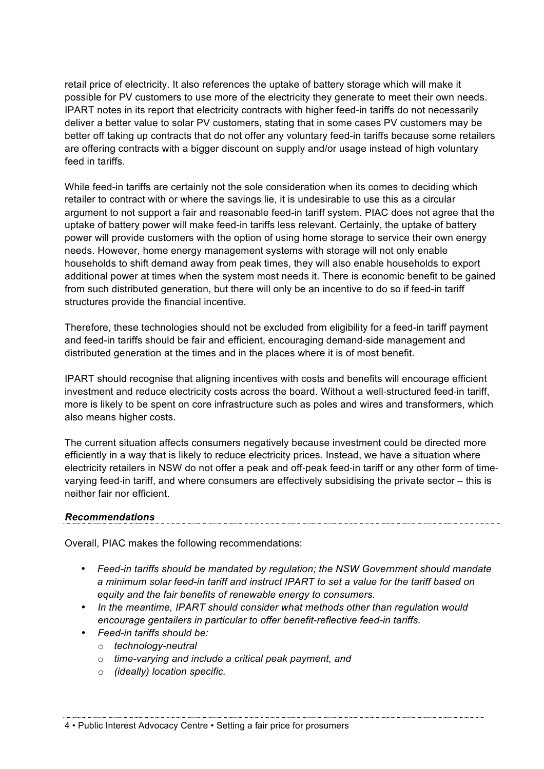retail price of electricity. It also references the uptake of battery storage which will make it possible for PV customers to use more of the electricity they generate to meet their own needs. IPART notes in its report that electricity contracts with higher feed-in tariffs do not necessarily deliver a better value to solar PV customers, stating that in some cases PV customers may be better off taking up contracts that do not offer any voluntary feed-in tariffs because some retailers are offering contracts with a bigger discount on supply and/or usage instead of high voluntary feed in tariffs.

While feed-in tariffs are certainly not the sole consideration when its comes to deciding which retailer to contract with or where the savings lie, it is undesirable to use this as a circular argument to not support a fair and reasonable feed-in tariff system. PIAC does not agree that the uptake of battery power will make feed-in tariffs less relevant. Certainly, the uptake of battery power will provide customers with the option of using home storage to service their own energy needs. However, home energy management systems with storage will not only enable households to shift demand away from peak times, they will also enable households to export additional power at times when the system most needs it. There is economic benefit to be gained from such distributed generation, but there will only be an incentive to do so if feed-in tariff structures provide the financial incentive.

Therefore, these technologies should not be excluded from eligibility for a feed-in tariff payment and feed-in tariffs should be fair and efficient, encouraging demand-side management and distributed generation at the times and in the places where it is of most benefit.

IPART should recognise that aligning incentives with costs and benefits will encourage efficient investment and reduce electricity costs across the board. Without a well-structured feed-in tariff, more is likely to be spent on core infrastructure such as poles and wires and transformers, which also means higher costs.

The current situation affects consumers negatively because investment could be directed more efficiently in a way that is likely to reduce electricity prices. Instead, we have a situation where electricity retailers in NSW do not offer a peak and off-peak feed-in tariff or any other form of time-varying feed-in tariff, and where consumers are effectively subsidising the private sector – this is neither fair nor efficient.

### *Recommendations*

Overall, PIAC makes the following recommendations:

- *Feed-in tariffs should be mandated by regulation; the NSW Government should mandate a minimum solar feed-in tariff and instruct IPART to set a value for the tariff based on equity and the fair benefits of renewable energy to consumers.*
- *In the meantime, IPART should consider what methods other than regulation would encourage gentailers in particular to offer benefit-reflective feed-in tariffs.*
- *Feed-in tariffs should be:*
  - *technology-neutral*
  - *time-varying and include a critical peak payment, and*
  - *(ideally) location specific.*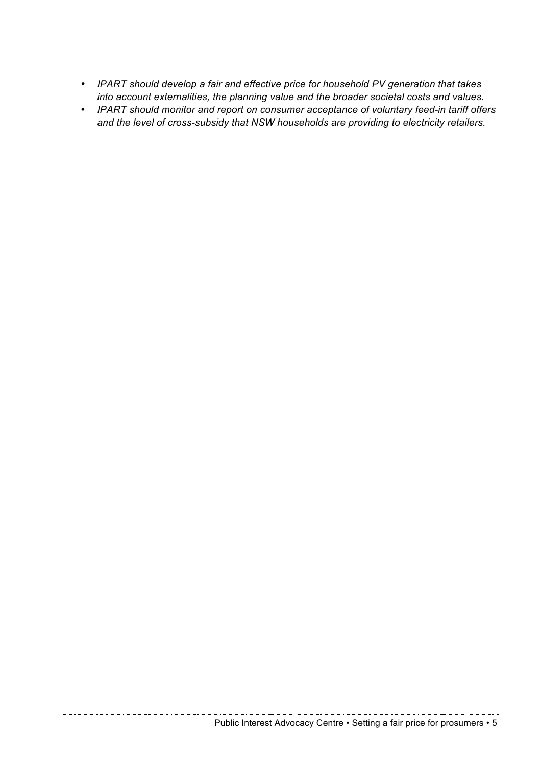- *IPART should develop a fair and effective price for household PV generation that takes into account externalities, the planning value and the broader societal costs and values.*
- *IPART should monitor and report on consumer acceptance of voluntary feed-in tariff offers and the level of cross-subsidy that NSW households are providing to electricity retailers.*